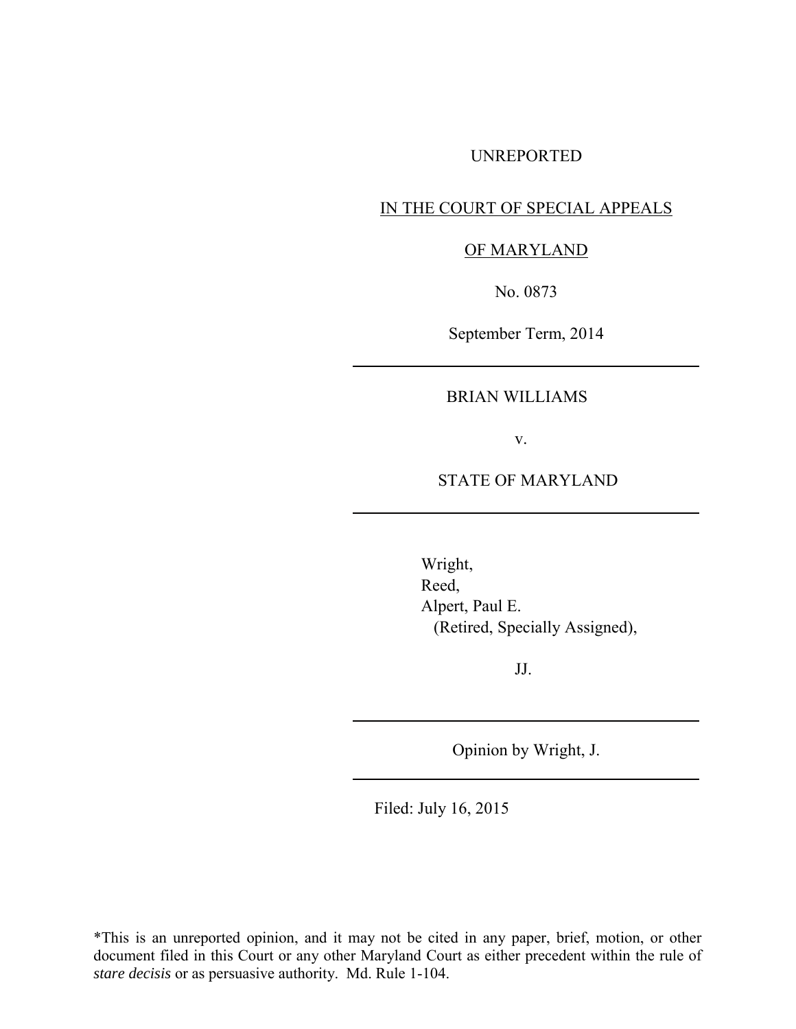UNREPORTED

IN THE COURT OF SPECIAL APPEALS

OF MARYLAND

No. 0873

September Term, 2014

---

BRIAN WILLIAMS

v.

STATE OF MARYLAND

---

Wright,
Reed,
Alpert, Paul E.
(Retired, Specially Assigned),

JJ.

---

Opinion by Wright, J.

---

Filed: July 16, 2015

*This is an unreported opinion, and it may not be cited in any paper, brief, motion, or other document filed in this Court or any other Maryland Court as either precedent within the rule of *stare decisis* or as persuasive authority. Md. Rule 1-104.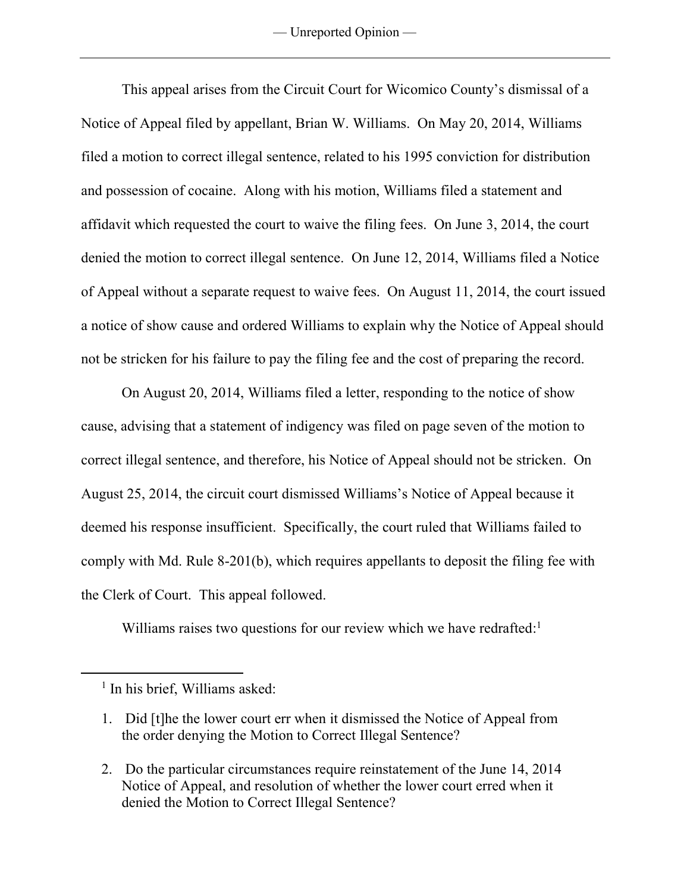This appeal arises from the Circuit Court for Wicomico County's dismissal of a Notice of Appeal filed by appellant, Brian W. Williams. On May 20, 2014, Williams filed a motion to correct illegal sentence, related to his 1995 conviction for distribution and possession of cocaine. Along with his motion, Williams filed a statement and affidavit which requested the court to waive the filing fees. On June 3, 2014, the court denied the motion to correct illegal sentence. On June 12, 2014, Williams filed a Notice of Appeal without a separate request to waive fees. On August 11, 2014, the court issued a notice of show cause and ordered Williams to explain why the Notice of Appeal should not be stricken for his failure to pay the filing fee and the cost of preparing the record.

On August 20, 2014, Williams filed a letter, responding to the notice of show cause, advising that a statement of indigency was filed on page seven of the motion to correct illegal sentence, and therefore, his Notice of Appeal should not be stricken. On August 25, 2014, the circuit court dismissed Williams's Notice of Appeal because it deemed his response insufficient. Specifically, the court ruled that Williams failed to comply with Md. Rule 8-201(b), which requires appellants to deposit the filing fee with the Clerk of Court. This appeal followed.

Williams raises two questions for our review which we have redrafted:[1]

---

[1] In his brief, Williams asked:

1. Did [t]he the lower court err when it dismissed the Notice of Appeal from the order denying the Motion to Correct Illegal Sentence?

2. Do the particular circumstances require reinstatement of the June 14, 2014 Notice of Appeal, and resolution of whether the lower court erred when it denied the Motion to Correct Illegal Sentence?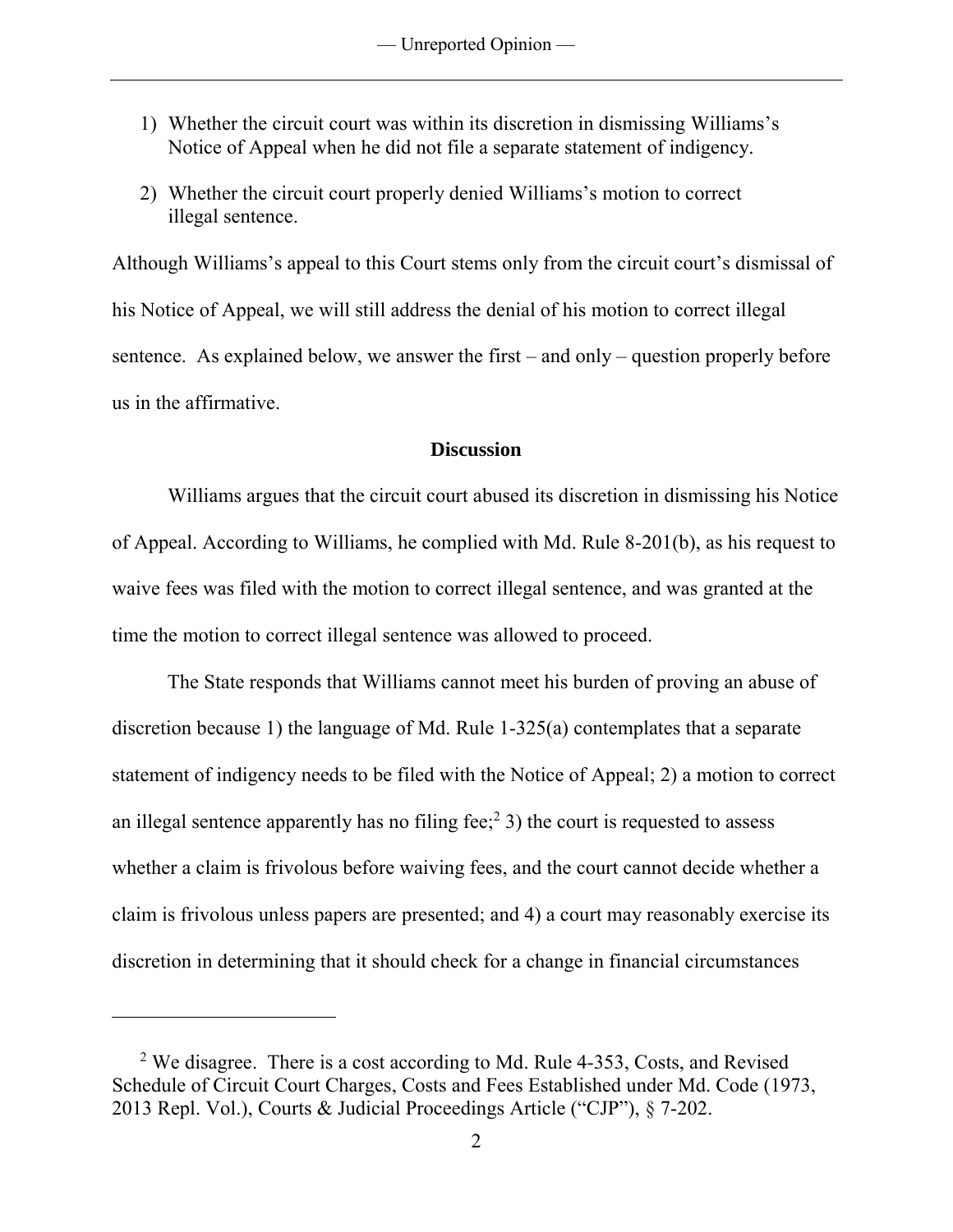1) Whether the circuit court was within its discretion in dismissing Williams's Notice of Appeal when he did not file a separate statement of indigency.

2) Whether the circuit court properly denied Williams's motion to correct illegal sentence.

Although Williams's appeal to this Court stems only from the circuit court's dismissal of his Notice of Appeal, we will still address the denial of his motion to correct illegal sentence. As explained below, we answer the first – and only – question properly before us in the affirmative.

## Discussion

Williams argues that the circuit court abused its discretion in dismissing his Notice of Appeal. According to Williams, he complied with Md. Rule 8-201(b), as his request to waive fees was filed with the motion to correct illegal sentence, and was granted at the time the motion to correct illegal sentence was allowed to proceed.

The State responds that Williams cannot meet his burden of proving an abuse of discretion because 1) the language of Md. Rule 1-325(a) contemplates that a separate statement of indigency needs to be filed with the Notice of Appeal; 2) a motion to correct an illegal sentence apparently has no filing fee;[2] 3) the court is requested to assess whether a claim is frivolous before waiving fees, and the court cannot decide whether a claim is frivolous unless papers are presented; and 4) a court may reasonably exercise its discretion in determining that it should check for a change in financial circumstances

---

[2] We disagree. There is a cost according to Md. Rule 4-353, Costs, and Revised Schedule of Circuit Court Charges, Costs and Fees Established under Md. Code (1973, 2013 Repl. Vol.), Courts & Judicial Proceedings Article ("CJP"), § 7-202.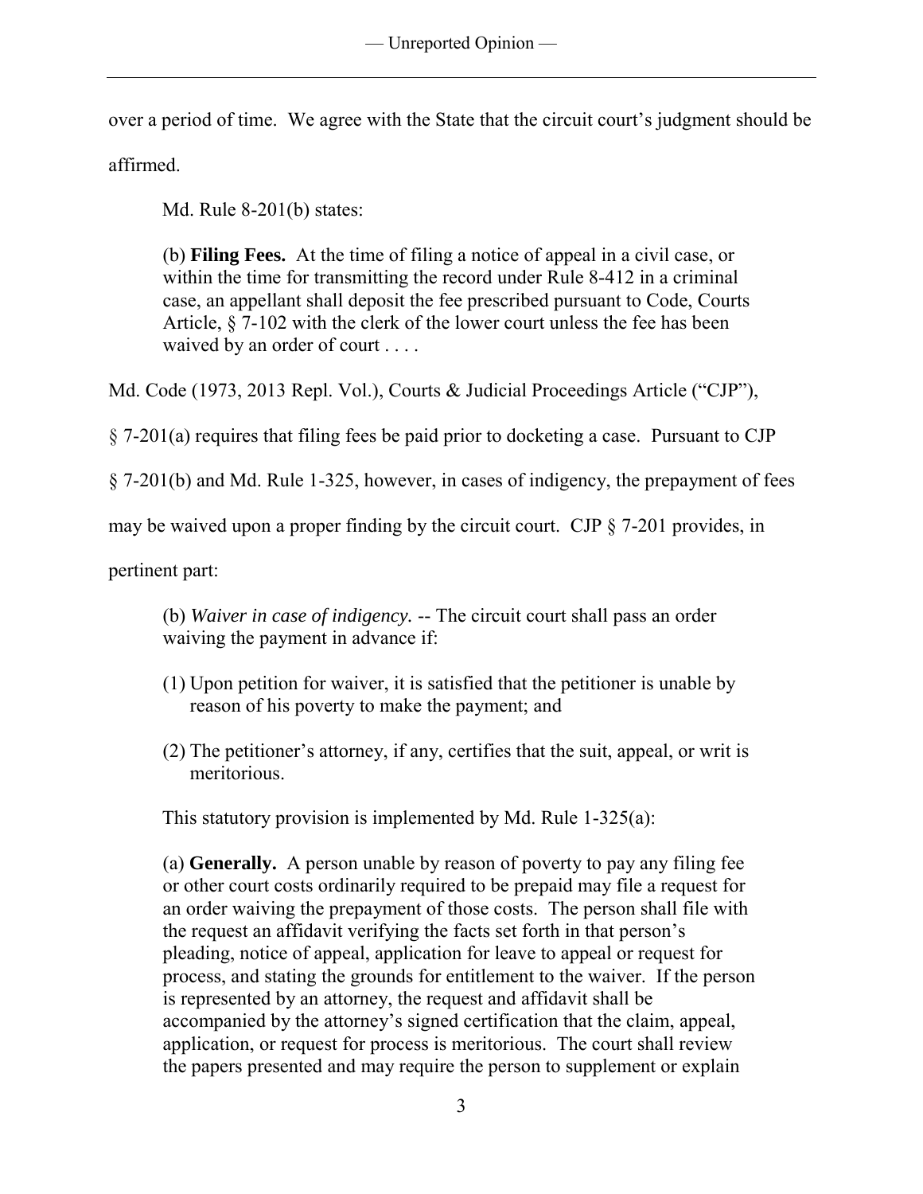over a period of time. We agree with the State that the circuit court's judgment should be affirmed.

Md. Rule 8-201(b) states:

> (b) **Filing Fees.** At the time of filing a notice of appeal in a civil case, or within the time for transmitting the record under Rule 8-412 in a criminal case, an appellant shall deposit the fee prescribed pursuant to Code, Courts Article, § 7-102 with the clerk of the lower court unless the fee has been waived by an order of court . . . .

Md. Code (1973, 2013 Repl. Vol.), Courts & Judicial Proceedings Article ("CJP"), § 7-201(a) requires that filing fees be paid prior to docketing a case. Pursuant to CJP § 7-201(b) and Md. Rule 1-325, however, in cases of indigency, the prepayment of fees may be waived upon a proper finding by the circuit court. CJP § 7-201 provides, in pertinent part:

> (b) *Waiver in case of indigency.* -- The circuit court shall pass an order waiving the payment in advance if:
>
> (1) Upon petition for waiver, it is satisfied that the petitioner is unable by reason of his poverty to make the payment; and
>
> (2) The petitioner's attorney, if any, certifies that the suit, appeal, or writ is meritorious.
>
> This statutory provision is implemented by Md. Rule 1-325(a):
>
> (a) **Generally.** A person unable by reason of poverty to pay any filing fee or other court costs ordinarily required to be prepaid may file a request for an order waiving the prepayment of those costs. The person shall file with the request an affidavit verifying the facts set forth in that person's pleading, notice of appeal, application for leave to appeal or request for process, and stating the grounds for entitlement to the waiver. If the person is represented by an attorney, the request and affidavit shall be accompanied by the attorney's signed certification that the claim, appeal, application, or request for process is meritorious. The court shall review the papers presented and may require the person to supplement or explain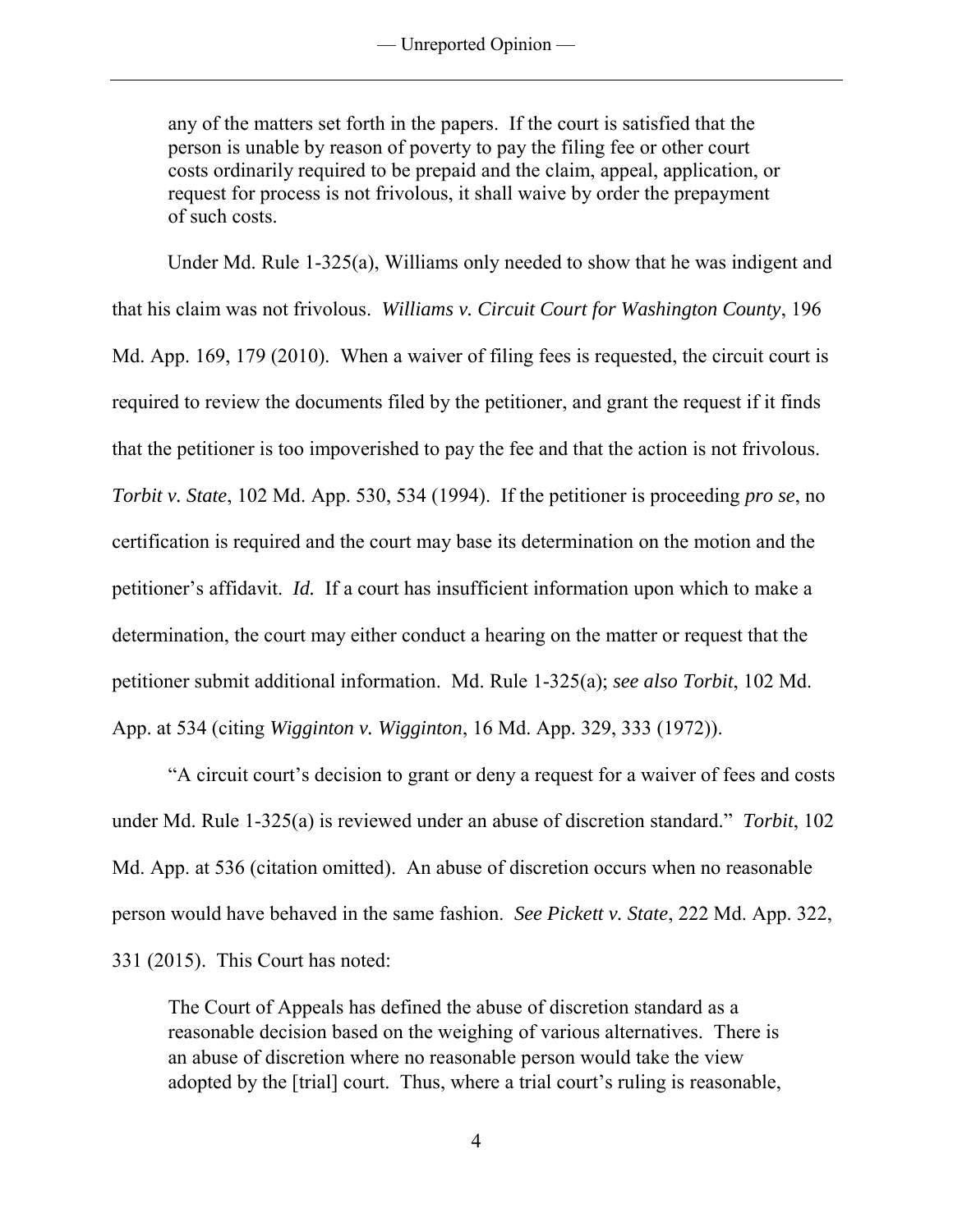any of the matters set forth in the papers. If the court is satisfied that the person is unable by reason of poverty to pay the filing fee or other court costs ordinarily required to be prepaid and the claim, appeal, application, or request for process is not frivolous, it shall waive by order the prepayment of such costs.

Under Md. Rule 1-325(a), Williams only needed to show that he was indigent and that his claim was not frivolous. *Williams v. Circuit Court for Washington County*, 196 Md. App. 169, 179 (2010). When a waiver of filing fees is requested, the circuit court is required to review the documents filed by the petitioner, and grant the request if it finds that the petitioner is too impoverished to pay the fee and that the action is not frivolous. *Torbit v. State*, 102 Md. App. 530, 534 (1994). If the petitioner is proceeding *pro se*, no certification is required and the court may base its determination on the motion and the petitioner's affidavit. *Id.* If a court has insufficient information upon which to make a determination, the court may either conduct a hearing on the matter or request that the petitioner submit additional information. Md. Rule 1-325(a); *see also Torbit*, 102 Md. App. at 534 (citing *Wigginton v. Wigginton*, 16 Md. App. 329, 333 (1972)).

"A circuit court's decision to grant or deny a request for a waiver of fees and costs under Md. Rule 1-325(a) is reviewed under an abuse of discretion standard." *Torbit*, 102 Md. App. at 536 (citation omitted). An abuse of discretion occurs when no reasonable person would have behaved in the same fashion. *See Pickett v. State*, 222 Md. App. 322, 331 (2015). This Court has noted:

> The Court of Appeals has defined the abuse of discretion standard as a reasonable decision based on the weighing of various alternatives. There is an abuse of discretion where no reasonable person would take the view adopted by the [trial] court. Thus, where a trial court's ruling is reasonable,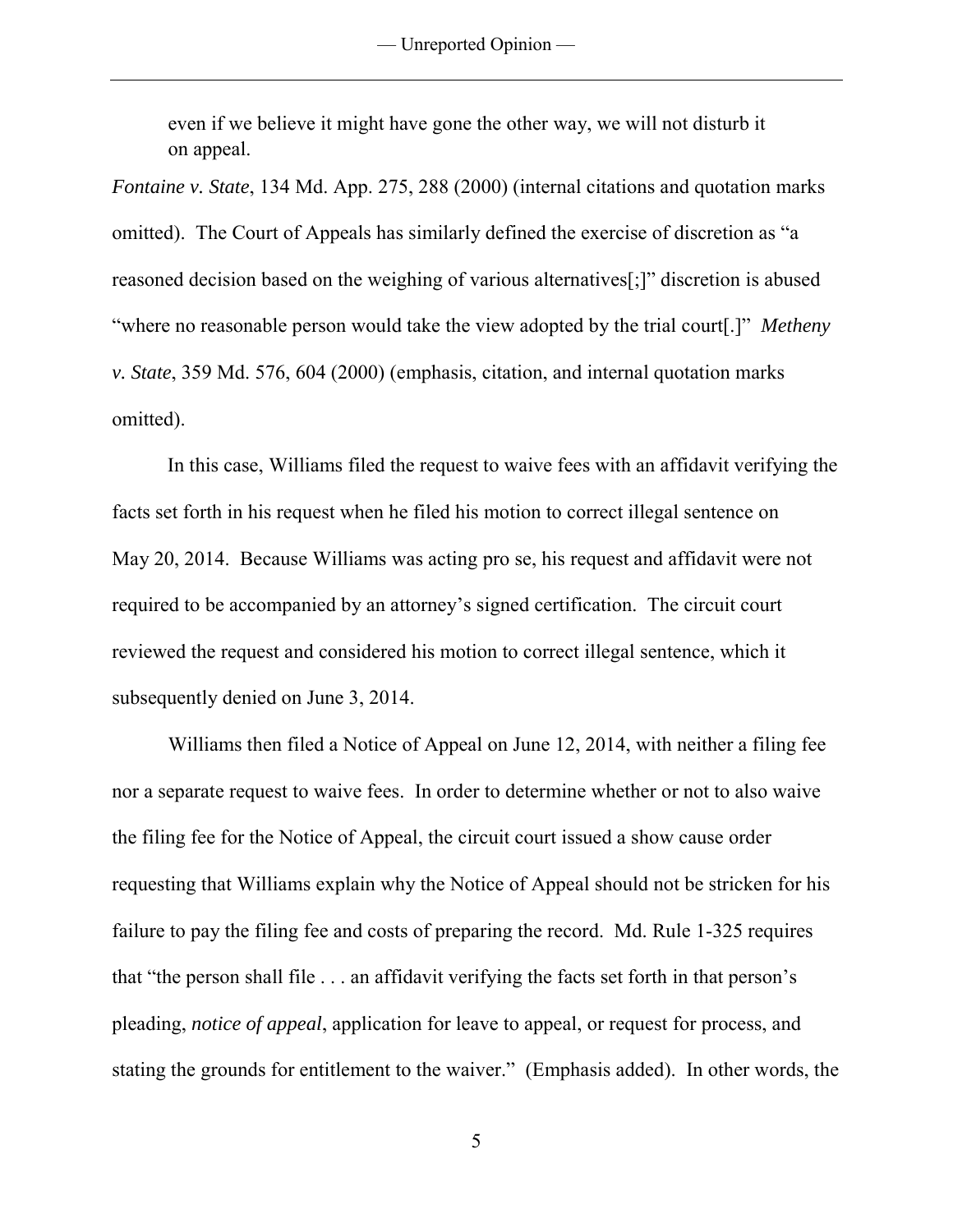even if we believe it might have gone the other way, we will not disturb it on appeal.

*Fontaine v. State*, 134 Md. App. 275, 288 (2000) (internal citations and quotation marks omitted). The Court of Appeals has similarly defined the exercise of discretion as "a reasoned decision based on the weighing of various alternatives[;]" discretion is abused "where no reasonable person would take the view adopted by the trial court[.]" *Metheny v. State*, 359 Md. 576, 604 (2000) (emphasis, citation, and internal quotation marks omitted).

In this case, Williams filed the request to waive fees with an affidavit verifying the facts set forth in his request when he filed his motion to correct illegal sentence on May 20, 2014. Because Williams was acting pro se, his request and affidavit were not required to be accompanied by an attorney's signed certification. The circuit court reviewed the request and considered his motion to correct illegal sentence, which it subsequently denied on June 3, 2014.

Williams then filed a Notice of Appeal on June 12, 2014, with neither a filing fee nor a separate request to waive fees. In order to determine whether or not to also waive the filing fee for the Notice of Appeal, the circuit court issued a show cause order requesting that Williams explain why the Notice of Appeal should not be stricken for his failure to pay the filing fee and costs of preparing the record. Md. Rule 1-325 requires that "the person shall file . . . an affidavit verifying the facts set forth in that person's pleading, *notice of appeal*, application for leave to appeal, or request for process, and stating the grounds for entitlement to the waiver." (Emphasis added). In other words, the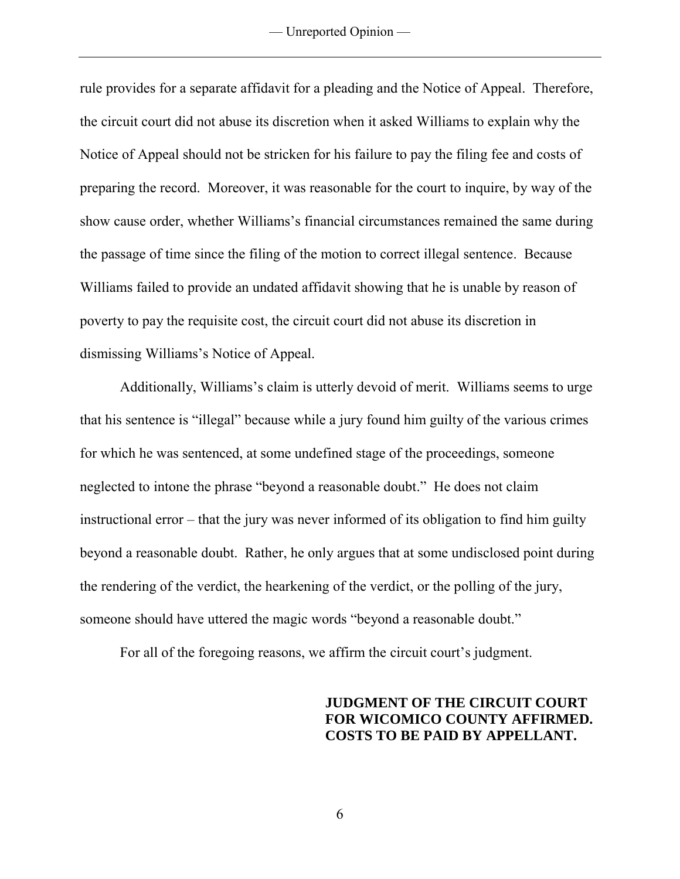rule provides for a separate affidavit for a pleading and the Notice of Appeal. Therefore, the circuit court did not abuse its discretion when it asked Williams to explain why the Notice of Appeal should not be stricken for his failure to pay the filing fee and costs of preparing the record. Moreover, it was reasonable for the court to inquire, by way of the show cause order, whether Williams's financial circumstances remained the same during the passage of time since the filing of the motion to correct illegal sentence. Because Williams failed to provide an undated affidavit showing that he is unable by reason of poverty to pay the requisite cost, the circuit court did not abuse its discretion in dismissing Williams's Notice of Appeal.

Additionally, Williams's claim is utterly devoid of merit. Williams seems to urge that his sentence is "illegal" because while a jury found him guilty of the various crimes for which he was sentenced, at some undefined stage of the proceedings, someone neglected to intone the phrase "beyond a reasonable doubt." He does not claim instructional error – that the jury was never informed of its obligation to find him guilty beyond a reasonable doubt. Rather, he only argues that at some undisclosed point during the rendering of the verdict, the hearkening of the verdict, or the polling of the jury, someone should have uttered the magic words "beyond a reasonable doubt."

For all of the foregoing reasons, we affirm the circuit court's judgment.

**JUDGMENT OF THE CIRCUIT COURT FOR WICOMICO COUNTY AFFIRMED. COSTS TO BE PAID BY APPELLANT.**